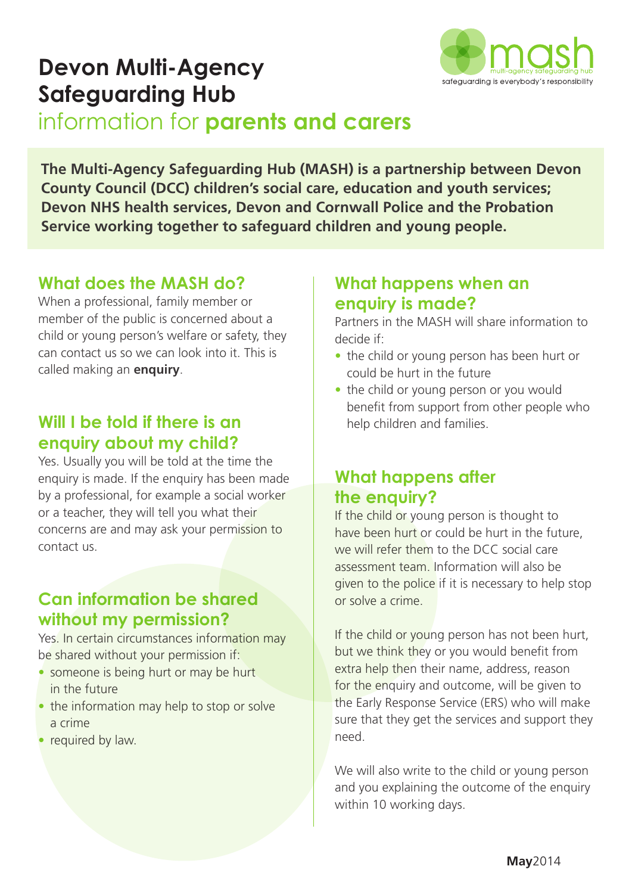# Devon Multi-Agency Safeguarding Hub

information for **parents and carers**

mash
multi-agency safeguarding hub
safeguarding is everybody's responsibility

**The Multi-Agency Safeguarding Hub (MASH) is a partnership between Devon County Council (DCC) children's social care, education and youth services; Devon NHS health services, Devon and Cornwall Police and the Probation Service working together to safeguard children and young people.**

## What does the MASH do?

When a professional, family member or member of the public is concerned about a child or young person's welfare or safety, they can contact us so we can look into it. This is called making an **enquiry**.

## Will I be told if there is an enquiry about my child?

Yes. Usually you will be told at the time the enquiry is made. If the enquiry has been made by a professional, for example a social worker or a teacher, they will tell you what their concerns are and may ask your permission to contact us.

## Can information be shared without my permission?

Yes. In certain circumstances information may be shared without your permission if:

- someone is being hurt or may be hurt in the future
- the information may help to stop or solve a crime
- required by law.

## What happens when an enquiry is made?

Partners in the MASH will share information to decide if:

- the child or young person has been hurt or could be hurt in the future
- the child or young person or you would benefit from support from other people who help children and families.

## What happens after the enquiry?

If the child or young person is thought to have been hurt or could be hurt in the future, we will refer them to the DCC social care assessment team. Information will also be given to the police if it is necessary to help stop or solve a crime.

If the child or young person has not been hurt, but we think they or you would benefit from extra help then their name, address, reason for the enquiry and outcome, will be given to the Early Response Service (ERS) who will make sure that they get the services and support they need.

We will also write to the child or young person and you explaining the outcome of the enquiry within 10 working days.

**May**2014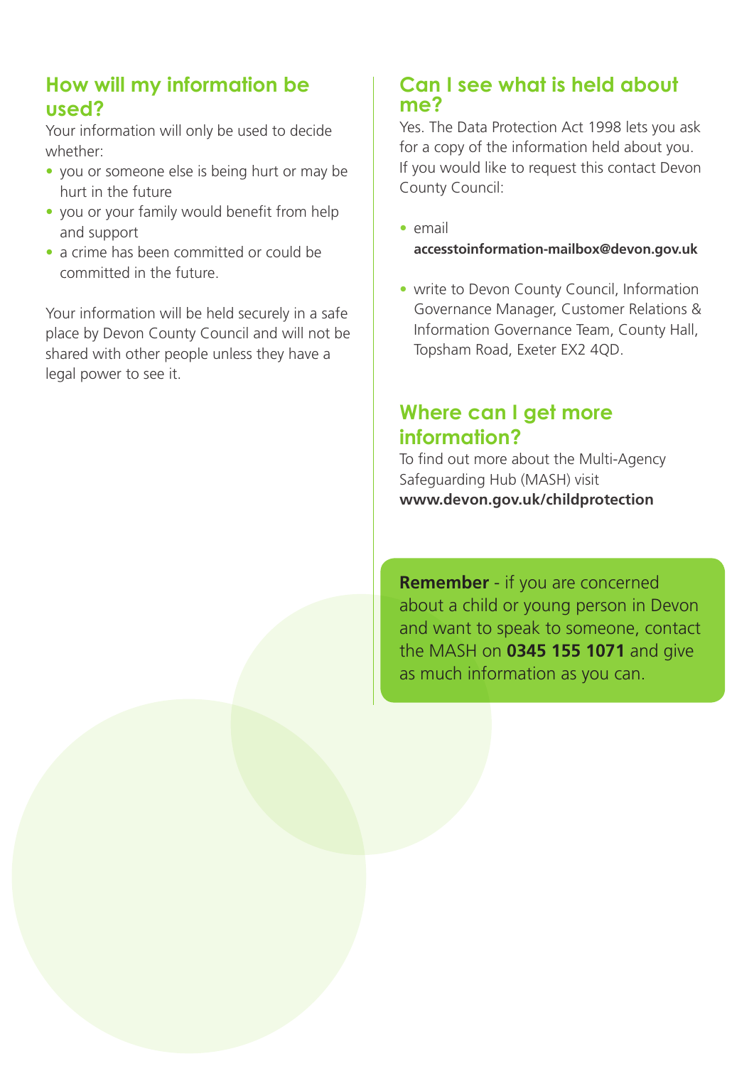## How will my information be used?

Your information will only be used to decide whether:

- you or someone else is being hurt or may be hurt in the future
- you or your family would benefit from help and support
- a crime has been committed or could be committed in the future.

Your information will be held securely in a safe place by Devon County Council and will not be shared with other people unless they have a legal power to see it.

## Can I see what is held about me?

Yes. The Data Protection Act 1998 lets you ask for a copy of the information held about you. If you would like to request this contact Devon County Council:

- email **accesstoinformation-mailbox@devon.gov.uk**
- write to Devon County Council, Information Governance Manager, Customer Relations & Information Governance Team, County Hall, Topsham Road, Exeter EX2 4QD.

## Where can I get more information?

To find out more about the Multi-Agency Safeguarding Hub (MASH) visit **www.devon.gov.uk/childprotection**

**Remember** - if you are concerned about a child or young person in Devon and want to speak to someone, contact the MASH on **0345 155 1071** and give as much information as you can.